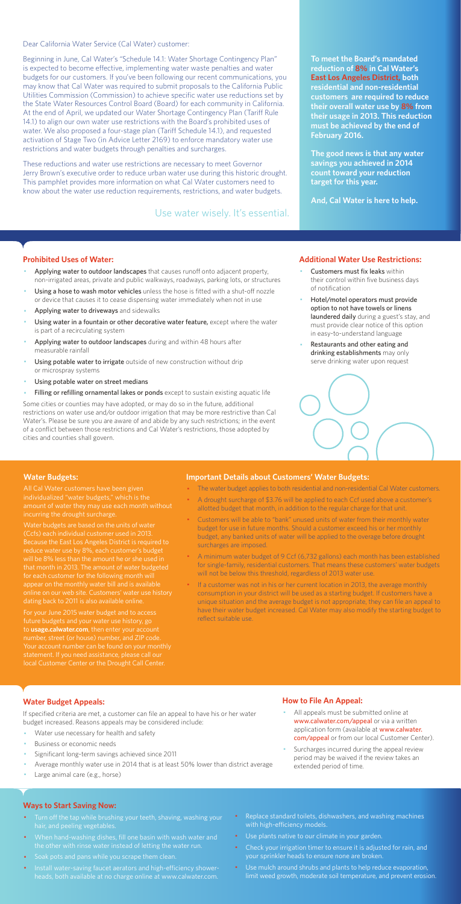Dear California Water Service (Cal Water) customer:

Beginning in June, Cal Water's "Schedule 14.1: Water Shortage Contingency Plan" is expected to become effective, implementing water waste penalties and water budgets for our customers. If you've been following our recent communications, you may know that Cal Water was required to submit proposals to the California Public Utilities Commission (Commission) to achieve specific water use reductions set by the State Water Resources Control Board (Board) for each community in California. At the end of April, we updated our Water Shortage Contingency Plan (Tariff Rule 14.1) to align our own water use restrictions with the Board's prohibited uses of water. We also proposed a four-stage plan (Tariff Schedule 14.1), and requested activation of Stage Two (in Advice Letter 2169) to enforce mandatory water use restrictions and water budgets through penalties and surcharges.

These reductions and water use restrictions are necessary to meet Governor Jerry Brown's executive order to reduce urban water use during this historic drought. This pamphlet provides more information on what Cal Water customers need to know about the water use reduction requirements, restrictions, and water budgets.

Use water wisely. It's essential.

**To meet the Board's mandated reduction of 8% in Cal Water's East Los Angeles District, both residential and non-residential customers are required to reduce their overall water use by 8% from their usage in 2013. This reduction must be achieved by the end of February 2016.**

**The good news is that any water savings you achieved in 2014 count toward your reduction target for this year.**

**And, Cal Water is here to help.**

## Prohibited Uses of Water:

- Applying water to outdoor landscapes that causes runoff onto adjacent property, non-irrigated areas, private and public walkways, roadways, parking lots, or structures
- Using a hose to wash motor vehicles unless the hose is fitted with a shut-off nozzle or device that causes it to cease dispensing water immediately when not in use
- Applying water to driveways and sidewalks
- Using water in a fountain or other decorative water feature, except where the water is part of a recirculating system
- Applying water to outdoor landscapes during and within 48 hours after measurable rainfall
- Using potable water to irrigate outside of new construction without drip or microspray systems
- Using potable water on street medians
- Filling or refilling ornamental lakes or ponds except to sustain existing aquatic life

Some cities or counties may have adopted, or may do so in the future, additional restrictions on water use and/or outdoor irrigation that may be more restrictive than Cal Water's. Please be sure you are aware of and abide by any such restrictions; in the event of a conflict between those restrictions and Cal Water's restrictions, those adopted by cities and counties shall govern.

## Additional Water Use Restrictions:

- Customers must fix leaks within their control within five business days of notification
- Hotel/motel operators must provide option to not have towels or linens laundered daily during a guest's stay, and must provide clear notice of this option in easy-to-understand language
- Restaurants and other eating and drinking establishments may only serve drinking water upon request

## Water Budgets:

All Cal Water customers have been given individualized "water budgets," which is the amount of water they may use each month without incurring the drought surcharge.

Water budgets are based on the units of water (Ccfs) each individual customer used in 2013. Because the East Los Angeles District is required to reduce water use by 8%, each customer's budget will be 8% less than the amount he or she used in that month in 2013. The amount of water budgeted for each customer for the following month will appear on the monthly water bill and is available online on our web site. Customers' water use history dating back to 2011 is also available online.

For your June 2015 water budget and to access future budgets and your water use history, go to **usage.calwater.com**, then enter your account number, street (or house) number, and ZIP code. Your account number can be found on your monthly statement. If you need assistance, please call our local Customer Center or the Drought Call Center.

## Important Details about Customers' Water Budgets:

- The water budget applies to both residential and non-residential Cal Water customers.
- A drought surcharge of $3.76 will be applied to each Ccf used above a customer's allotted budget that month, in addition to the regular charge for that unit.
- Customers will be able to "bank" unused units of water from their monthly water budget for use in future months. Should a customer exceed his or her monthly budget, any banked units of water will be applied to the overage before drought surcharges are imposed.
- A minimum water budget of 9 Ccf (6,732 gallons) each month has been established for single-family, residential customers. That means these customers' water budgets will not be below this threshold, regardless of 2013 water use.
- If a customer was not in his or her current location in 2013, the average monthly consumption in your district will be used as a starting budget. If customers have a unique situation and the average budget is not appropriate, they can file an appeal to have their water budget increased. Cal Water may also modify the starting budget to reflect suitable use.

## Water Budget Appeals:

If specified criteria are met, a customer can file an appeal to have his or her water budget increased. Reasons appeals may be considered include:

- Water use necessary for health and safety
- Business or economic needs
- Significant long-term savings achieved since 2011
- Average monthly water use in 2014 that is at least 50% lower than district average
- Large animal care (e.g., horse)

## How to File An Appeal:

- All appeals must be submitted online at www.calwater.com/appeal or via a written application form (available at www.calwater.com/appeal or from our local Customer Center).
- Surcharges incurred during the appeal review period may be waived if the review takes an extended period of time.

## Ways to Start Saving Now:

- Turn off the tap while brushing your teeth, shaving, washing your hair, and peeling vegetables.
- When hand-washing dishes, fill one basin with wash water and the other with rinse water instead of letting the water run.
- Soak pots and pans while you scrape them clean.
- Install water-saving faucet aerators and high-efficiency showerheads, both available at no charge online at www.calwater.com.
- Replace standard toilets, dishwashers, and washing machines with high-efficiency models.
- Use plants native to our climate in your garden.
- Check your irrigation timer to ensure it is adjusted for rain, and your sprinkler heads to ensure none are broken.
- Use mulch around shrubs and plants to help reduce evaporation, limit weed growth, moderate soil temperature, and prevent erosion.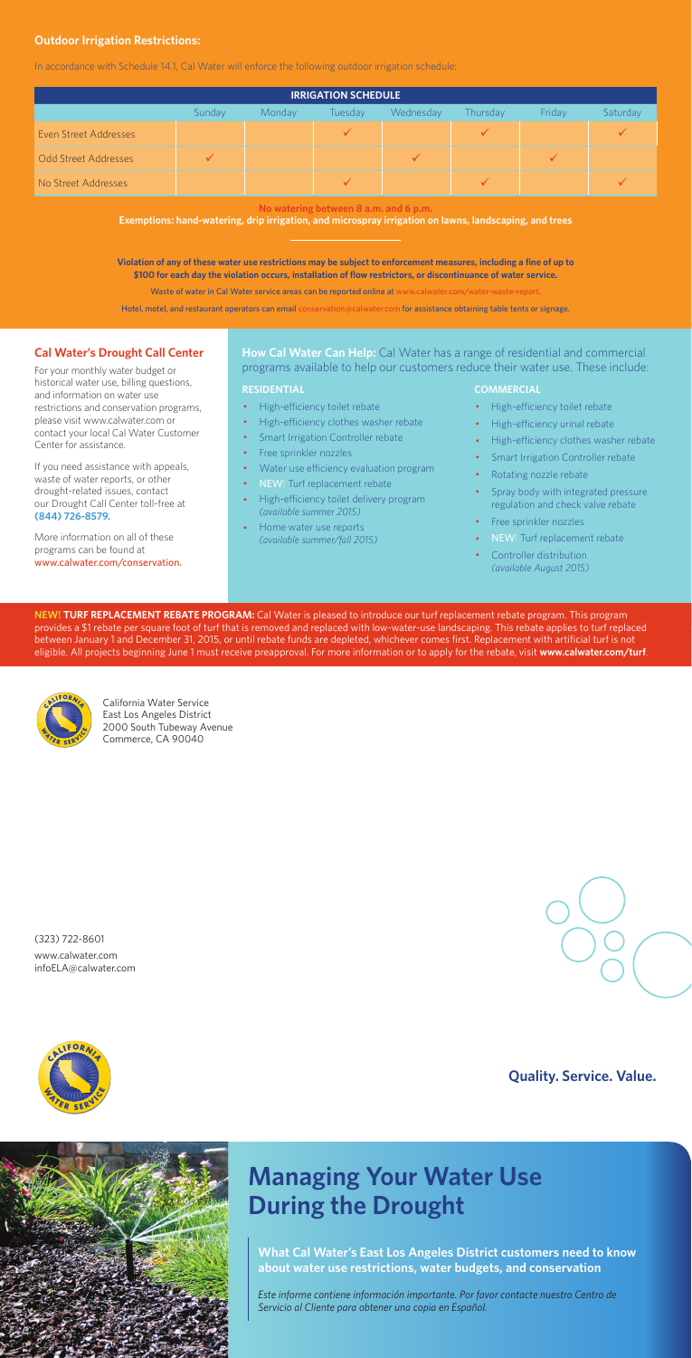**Outdoor Irrigation Restrictions:**

In accordance with Schedule 14.1, Cal Water will enforce the following outdoor irrigation schedule:

| IRRIGATION SCHEDULE | | | | | | | |
|---|---|---|---|---|---|---|---|
| | Sunday | Monday | Tuesday | Wednesday | Thursday | Friday | Saturday |
| Even Street Addresses | | | ✓ | | ✓ | | ✓ |
| Odd Street Addresses | ✓ | | | ✓ | | ✓ | |
| No Street Addresses | | | ✓ | | ✓ | | ✓ |

**No watering between 8 a.m. and 6 p.m.**

**Exemptions: hand-watering, drip irrigation, and microspray irrigation on lawns, landscaping, and trees**

**Violation of any of these water use restrictions may be subject to enforcement measures, including a fine of up to $100 for each day the violation occurs, installation of flow restrictors, or discontinuance of water service.**

Waste of water in Cal Water service areas can be reported online at www.calwater.com/water-waste-report.

Hotel, motel, and restaurant operators can email conservation@calwater.com for assistance obtaining table tents or signage.

### Cal Water's Drought Call Center

For your monthly water budget or historical water use, billing questions, and information on water use restrictions and conservation programs, please visit www.calwater.com or contact your local Cal Water Customer Center for assistance.

If you need assistance with appeals, waste of water reports, or other drought-related issues, contact our Drought Call Center toll-free at **(844) 726-8579.**

More information on all of these programs can be found at www.calwater.com/conservation.

**How Cal Water Can Help:** Cal Water has a range of residential and commercial programs available to help our customers reduce their water use. These include:

**RESIDENTIAL**

- High-efficiency toilet rebate
- High-efficiency clothes washer rebate
- Smart Irrigation Controller rebate
- Free sprinkler nozzles
- Water use efficiency evaluation program
- NEW! Turf replacement rebate
- High-efficiency toilet delivery program *(available summer 2015)*
- Home water use reports *(available summer/fall 2015)*

**COMMERCIAL**

- High-efficiency toilet rebate
- High-efficiency urinal rebate
- High-efficiency clothes washer rebate
- Smart Irrigation Controller rebate
- Rotating nozzle rebate
- Spray body with integrated pressure regulation and check valve rebate
- Free sprinkler nozzles
- NEW! Turf replacement rebate
- Controller distribution *(available August 2015)*

**NEW! TURF REPLACEMENT REBATE PROGRAM:** Cal Water is pleased to introduce our turf replacement rebate program. This program provides a $1 rebate per square foot of turf that is removed and replaced with low-water-use landscaping. This rebate applies to turf replaced between January 1 and December 31, 2015, or until rebate funds are depleted, whichever comes first. Replacement with artificial turf is not eligible. All projects beginning June 1 must receive preapproval. For more information or to apply for the rebate, visit **www.calwater.com/turf**.

California Water Service
East Los Angeles District
2000 South Tubeway Avenue
Commerce, CA 90040

(323) 722-8601
www.calwater.com
infoELA@calwater.com

**Quality. Service. Value.**

# Managing Your Water Use During the Drought

**What Cal Water's East Los Angeles District customers need to know about water use restrictions, water budgets, and conservation**

*Este informe contiene información importante. Por favor contacte nuestro Centro de Servicio al Cliente para obtener una copia en Español.*